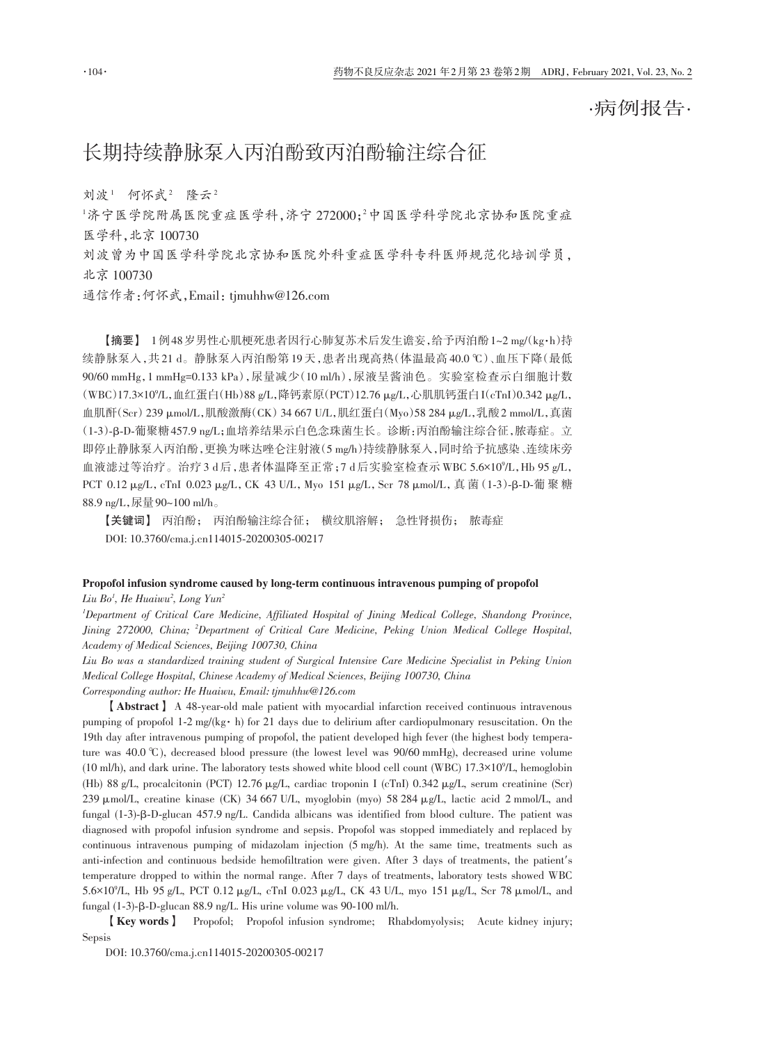·病例报告·

# 长期持续静脉泵入丙泊酚致丙泊酚输注综合征

刘波[1] 何怀武[2] 隆云[2]

[1]济宁医学院附属医院重症医学科，济宁 272000；[2]中国医学科学院北京协和医院重症医学科，北京 100730

刘波曾为中国医学科学院北京协和医院外科重症医学科专科医师规范化培训学员，北京 100730

通信作者：何怀武，Email：tjmuhhw@126.com

【摘要】 1例48岁男性心肌梗死患者因行心肺复苏术后发生谵妄，给予丙泊酚1~2 mg/(kg·h)持续静脉泵入，共21 d。静脉泵入丙泊酚第19天，患者出现高热(体温最高40.0 ℃)、血压下降(最低90/60 mmHg，1 mmHg=0.133 kPa)，尿量减少(10 ml/h)，尿液呈酱油色。实验室检查示白细胞计数(WBC)$17.3×10^9$/L，血红蛋白(Hb)88 g/L，降钙素原(PCT)12.76 μg/L，心肌肌钙蛋白I(cTnI)0.342 μg/L，血肌酐(Scr)239 μmol/L，肌酸激酶(CK)34 667 U/L，肌红蛋白(Myo)58 284 μg/L，乳酸2 mmol/L，真菌(1-3)-β-D-葡聚糖457.9 ng/L；血培养结果示白色念珠菌生长。诊断：丙泊酚输注综合征，脓毒症。立即停止静脉泵入丙泊酚，更换为咪达唑仑注射液(5 mg/h)持续静脉泵入，同时给予抗感染、连续床旁血液滤过等治疗。治疗3 d后，患者体温降至正常；7 d后实验室检查示WBC $5.6×10^9$/L，Hb 95 g/L，PCT 0.12 μg/L，cTnI 0.023 μg/L，CK 43 U/L，Myo 151 μg/L，Scr 78 μmol/L，真菌(1-3)-β-D-葡聚糖88.9 ng/L，尿量90~100 ml/h。

【关键词】 丙泊酚； 丙泊酚输注综合征； 横纹肌溶解； 急性肾损伤； 脓毒症

DOI: 10.3760/cma.j.cn114015-20200305-00217

**Propofol infusion syndrome caused by long-term continuous intravenous pumping of propofol**

*Liu Bo[1], He Huaiwu[2], Long Yun[2]*

*[1]Department of Critical Care Medicine, Affiliated Hospital of Jining Medical College, Shandong Province, Jining 272000, China; [2]Department of Critical Care Medicine, Peking Union Medical College Hospital, Academy of Medical Sciences, Beijing 100730, China*

*Liu Bo was a standardized training student of Surgical Intensive Care Medicine Specialist in Peking Union Medical College Hospital, Chinese Academy of Medical Sciences, Beijing 100730, China*

*Corresponding author: He Huaiwu, Email: tjmuhhw@126.com*

**【Abstract】** A 48-year-old male patient with myocardial infarction received continuous intravenous pumping of propofol 1-2 mg/(kg· h) for 21 days due to delirium after cardiopulmonary resuscitation. On the 19th day after intravenous pumping of propofol, the patient developed high fever (the highest body temperature was 40.0 ℃), decreased blood pressure (the lowest level was 90/60 mmHg), decreased urine volume (10 ml/h), and dark urine. The laboratory tests showed white blood cell count (WBC) $17.3×10^9$/L, hemoglobin (Hb) 88 g/L, procalcitonin (PCT) 12.76 μg/L, cardiac troponin I (cTnI) 0.342 μg/L, serum creatinine (Scr) 239 μmol/L, creatine kinase (CK) 34 667 U/L, myoglobin (myo) 58 284 μg/L, lactic acid 2 mmol/L, and fungal (1-3)-β-D-glucan 457.9 ng/L. Candida albicans was identified from blood culture. The patient was diagnosed with propofol infusion syndrome and sepsis. Propofol was stopped immediately and replaced by continuous intravenous pumping of midazolam injection (5 mg/h). At the same time, treatments such as anti-infection and continuous bedside hemofiltration were given. After 3 days of treatments, the patient's temperature dropped to within the normal range. After 7 days of treatments, laboratory tests showed WBC $5.6×10^9$/L, Hb 95 g/L, PCT 0.12 μg/L, cTnI 0.023 μg/L, CK 43 U/L, myo 151 μg/L, Scr 78 μmol/L, and fungal (1-3)-β-D-glucan 88.9 ng/L. His urine volume was 90-100 ml/h.

**【Key words】** Propofol; Propofol infusion syndrome; Rhabdomyolysis; Acute kidney injury; Sepsis

DOI: 10.3760/cma.j.cn114015-20200305-00217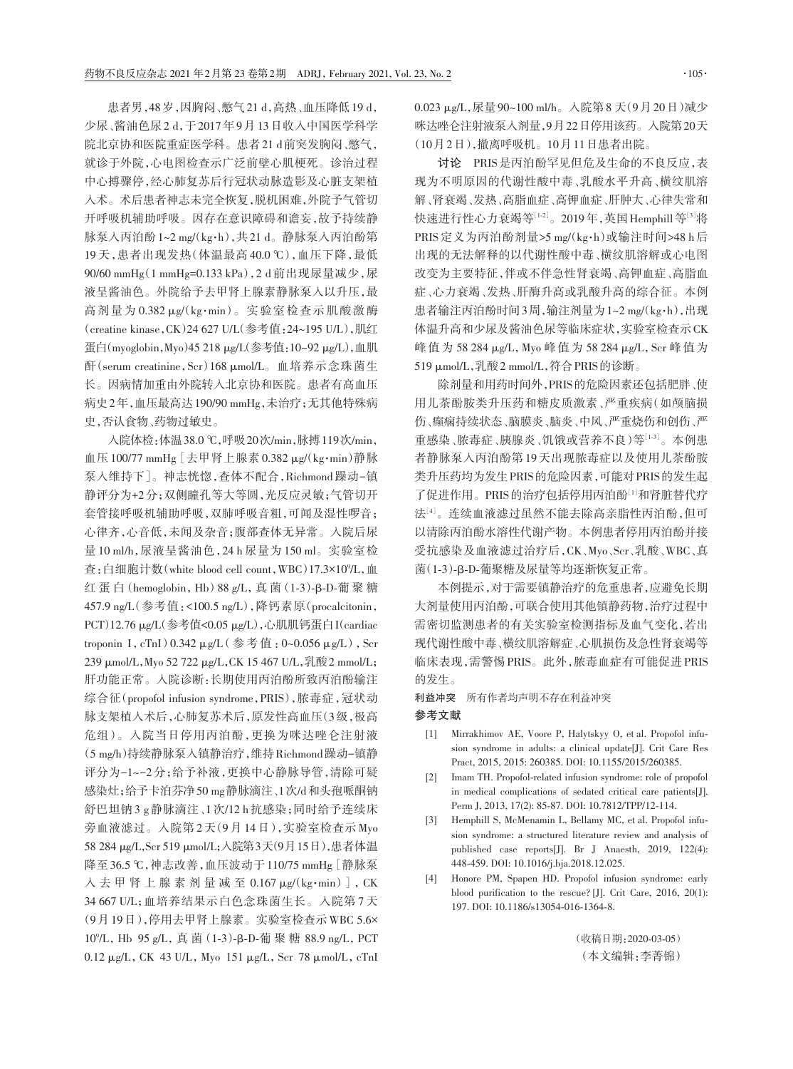患者男，48岁，因胸闷、憋气21 d，高热、血压降低19 d，少尿、酱油色尿2 d，于2017年9月13日收入中国医学科学院北京协和医院重症医学科。患者21 d前突发胸闷、憋气，就诊于外院，心电图检查示广泛前壁心肌梗死。诊治过程中心搏骤停，经心肺复苏后行冠状动脉造影及心脏支架植入术。术后患者神志未完全恢复，脱机困难，外院予气管切开呼吸机辅助呼吸。因存在意识障碍和谵妄，故予持续静脉泵入丙泊酚1~2 mg/(kg·h)，共21 d。静脉泵入丙泊酚第19天，患者出现发热(体温最高40.0 ℃)，血压下降，最低90/60 mmHg(1 mmHg=0.133 kPa)，2 d前出现尿量减少，尿液呈酱油色。外院给予去甲肾上腺素静脉泵入以升压，最高剂量为0.382 μg/(kg·min)。实验室检查示肌酸激酶(creatine kinase，CK)24 627 U/L(参考值：24~195 U/L)，肌红蛋白(myoglobin，Myo)45 218 μg/L(参考值：10~92 μg/L)，血肌酐(serum creatinine，Scr)168 μmol/L。血培养示念珠菌生长。因病情加重由外院转入北京协和医院。患者有高血压病史2年，血压最高达190/90 mmHg，未治疗；无其他特殊病史，否认食物、药物过敏史。

入院体检：体温38.0 ℃，呼吸20次/min，脉搏119次/min，血压100/77 mmHg［去甲肾上腺素0.382 μg/(kg·min)静脉泵入维持下］。神志恍惚，查体不配合，Richmond躁动-镇静评分为+2分；双侧瞳孔等大等圆，光反应灵敏；气管切开套管接呼吸机辅助呼吸，双肺呼吸音粗，可闻及湿性啰音；心律齐，心音低，未闻及杂音；腹部查体无异常。入院后尿量10 ml/h，尿液呈酱油色，24 h尿量为150 ml。实验室检查：白细胞计数(white blood cell count，WBC)17.3×$10^9$/L，血红蛋白(hemoglobin，Hb) 88 g/L，真菌(1-3)-β-D-葡聚糖457.9 ng/L(参考值：<100.5 ng/L)，降钙素原(procalcitonin，PCT)12.76 μg/L(参考值<0.05 μg/L)，心肌肌钙蛋白I(cardiac troponin I，cTnI) 0.342 μg/L(参考值：0~0.056 μg/L)，Scr 239 μmol/L，Myo 52 722 μg/L，CK 15 467 U/L，乳酸2 mmol/L；肝功能正常。入院诊断：长期使用丙泊酚所致丙泊酚输注综合征(propofol infusion syndrome，PRIS)，脓毒症，冠状动脉支架植入术后，心肺复苏术后，原发性高血压(3级，极高危组)。入院当日停用丙泊酚，更换为咪达唑仑注射液(5 mg/h)持续静脉泵入镇静治疗，维持Richmond躁动-镇静评分为-1~-2分；给予补液，更换中心静脉导管，清除可疑感染灶；给予卡泊芬净50 mg静脉滴注、1次/d和头孢哌酮钠舒巴坦钠3 g静脉滴注、1次/12 h抗感染；同时给予连续床旁血液滤过。入院第2天(9月14日)，实验室检查示Myo 58 284 μg/L，Scr 519 μmol/L；入院第3天(9月15日)，患者体温降至36.5 ℃，神志改善，血压波动于110/75 mmHg［静脉泵入去甲肾上腺素剂量减至0.167 μg/(kg·min)］，CK 34 667 U/L；血培养结果示白色念珠菌生长。入院第7天(9月19日)，停用去甲肾上腺素。实验室检查示WBC 5.6×$10^9$/L，Hb 95 g/L，真菌(1-3)-β-D-葡聚糖88.9 ng/L，PCT 0.12 μg/L，CK 43 U/L，Myo 151 μg/L，Scr 78 μmol/L，cTnI 0.023 μg/L，尿量90~100 ml/h。入院第8天(9月20日)减少咪达唑仑注射液泵入剂量，9月22日停用该药。入院第20天(10月2日)，撤离呼吸机。10月11日患者出院。

**讨论** PRIS是丙泊酚罕见但危及生命的不良反应，表现为不明原因的代谢性酸中毒、乳酸水平升高、横纹肌溶解、肾衰竭、发热、高脂血症、高钾血症、肝肿大、心律失常和快速进行性心力衰竭等[1-2]。2019年，英国Hemphill等[3]将PRIS定义为丙泊酚剂量>5 mg/(kg·h)或输注时间>48 h后出现的无法解释的以代谢性酸中毒、横纹肌溶解或心电图改变为主要特征，伴或不伴急性肾衰竭、高钾血症、高脂血症、心力衰竭、发热、肝酶升高或乳酸升高的综合征。本例患者输注丙泊酚时间3周，输注剂量为1~2 mg/(kg·h)，出现体温升高和少尿及酱油色尿等临床症状，实验室检查示CK峰值为58 284 μg/L，Myo峰值为58 284 μg/L，Scr峰值为519 μmol/L，乳酸2 mmol/L，符合PRIS的诊断。

除剂量和用药时间外，PRIS的危险因素还包括肥胖、使用儿茶酚胺类升压药和糖皮质激素、严重疾病(如颅脑损伤、癫痫持续状态、脑膜炎、脑炎、中风、严重烧伤和创伤、严重感染、脓毒症、胰腺炎、饥饿或营养不良)等[1-3]。本例患者静脉泵入丙泊酚第19天出现脓毒症以及使用儿茶酚胺类升压药均为发生PRIS的危险因素，可能对PRIS的发生起了促进作用。PRIS的治疗包括停用丙泊酚[1]和肾脏替代疗法[4]。连续血液滤过虽然不能去除高亲脂性丙泊酚，但可以清除丙泊酚水溶性代谢产物。本例患者停用丙泊酚并接受抗感染及血液滤过治疗后，CK、Myo、Scr、乳酸、WBC、真菌(1-3)-β-D-葡聚糖及尿量等均逐渐恢复正常。

本例提示，对于需要镇静治疗的危重患者，应避免长期大剂量使用丙泊酚，可联合使用其他镇静药物，治疗过程中需密切监测患者的有关实验室检测指标及血气变化，若出现代谢性酸中毒、横纹肌溶解症、心肌损伤及急性肾衰竭等临床表现，需警惕PRIS。此外，脓毒血症有可能促进PRIS的发生。

**利益冲突** 所有作者均声明不存在利益冲突

**参考文献**

[1] Mirrakhimov AE, Voore P, Halytskyy O, et al. Propofol infusion syndrome in adults: a clinical update[J]. Crit Care Res Pract, 2015, 2015: 260385. DOI: 10.1155/2015/260385.

[2] Imam TH. Propofol-related infusion syndrome: role of propofol in medical complications of sedated critical care patients[J]. Perm J, 2013, 17(2): 85-87. DOI: 10.7812/TPP/12-114.

[3] Hemphill S, McMenamin L, Bellamy MC, et al. Propofol infusion syndrome: a structured literature review and analysis of published case reports[J]. Br J Anaesth, 2019, 122(4): 448-459. DOI: 10.1016/j.bja.2018.12.025.

[4] Honore PM, Spapen HD. Propofol infusion syndrome: early blood purification to the rescue?[J]. Crit Care, 2016, 20(1): 197. DOI: 10.1186/s13054-016-1364-8.

(收稿日期：2020-03-05)

(本文编辑：李菁锦)